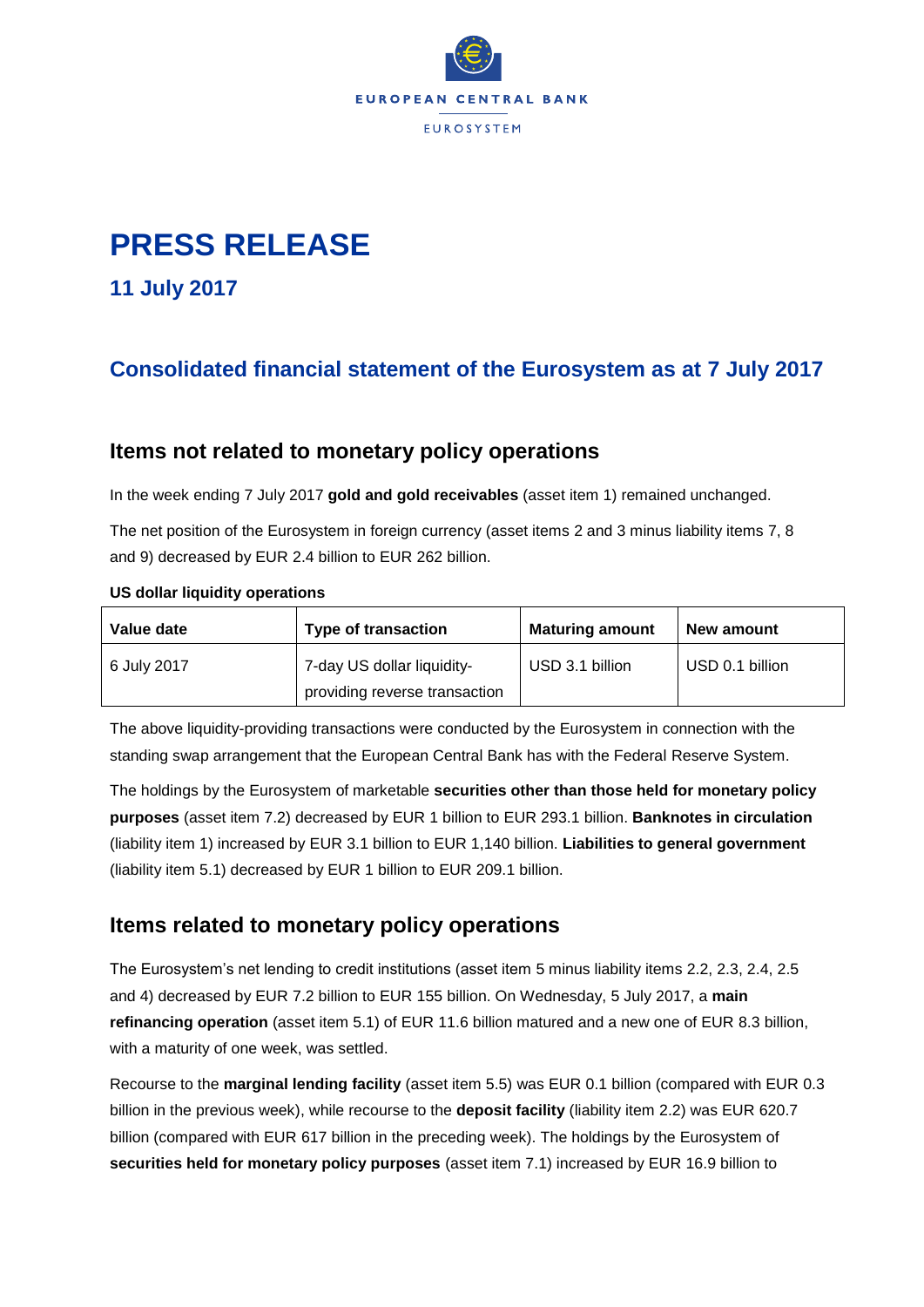EUROPEAN CENTRAL BANK

EUROSYSTEM

# PRESS RELEASE

## 11 July 2017

## Consolidated financial statement of the Eurosystem as at 7 July 2017

## Items not related to monetary policy operations

In the week ending 7 July 2017 **gold and gold receivables** (asset item 1) remained unchanged.

The net position of the Eurosystem in foreign currency (asset items 2 and 3 minus liability items 7, 8 and 9) decreased by EUR 2.4 billion to EUR 262 billion.

**US dollar liquidity operations**

| Value date | Type of transaction | Maturing amount | New amount |
|---|---|---|---|
| 6 July 2017 | 7-day US dollar liquidity-providing reverse transaction | USD 3.1 billion | USD 0.1 billion |

The above liquidity-providing transactions were conducted by the Eurosystem in connection with the standing swap arrangement that the European Central Bank has with the Federal Reserve System.

The holdings by the Eurosystem of marketable **securities other than those held for monetary policy purposes** (asset item 7.2) decreased by EUR 1 billion to EUR 293.1 billion. **Banknotes in circulation** (liability item 1) increased by EUR 3.1 billion to EUR 1,140 billion. **Liabilities to general government** (liability item 5.1) decreased by EUR 1 billion to EUR 209.1 billion.

## Items related to monetary policy operations

The Eurosystem's net lending to credit institutions (asset item 5 minus liability items 2.2, 2.3, 2.4, 2.5 and 4) decreased by EUR 7.2 billion to EUR 155 billion. On Wednesday, 5 July 2017, a **main refinancing operation** (asset item 5.1) of EUR 11.6 billion matured and a new one of EUR 8.3 billion, with a maturity of one week, was settled.

Recourse to the **marginal lending facility** (asset item 5.5) was EUR 0.1 billion (compared with EUR 0.3 billion in the previous week), while recourse to the **deposit facility** (liability item 2.2) was EUR 620.7 billion (compared with EUR 617 billion in the preceding week). The holdings by the Eurosystem of **securities held for monetary policy purposes** (asset item 7.1) increased by EUR 16.9 billion to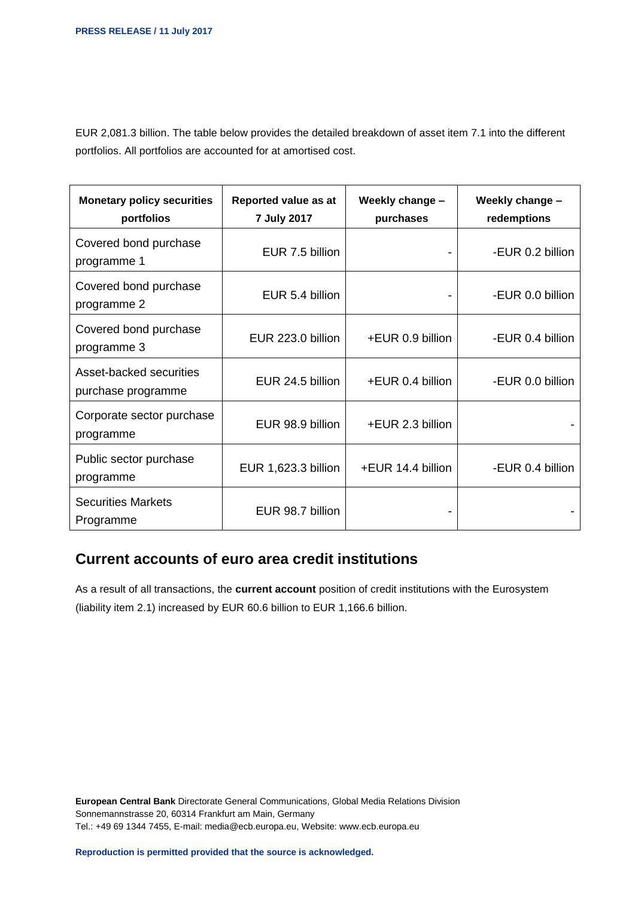EUR 2,081.3 billion. The table below provides the detailed breakdown of asset item 7.1 into the different portfolios. All portfolios are accounted for at amortised cost.

| Monetary policy securities portfolios | Reported value as at 7 July 2017 | Weekly change – purchases | Weekly change – redemptions |
|---|---|---|---|
| Covered bond purchase programme 1 | EUR 7.5 billion | - | -EUR 0.2 billion |
| Covered bond purchase programme 2 | EUR 5.4 billion | - | -EUR 0.0 billion |
| Covered bond purchase programme 3 | EUR 223.0 billion | +EUR 0.9 billion | -EUR 0.4 billion |
| Asset-backed securities purchase programme | EUR 24.5 billion | +EUR 0.4 billion | -EUR 0.0 billion |
| Corporate sector purchase programme | EUR 98.9 billion | +EUR 2.3 billion | - |
| Public sector purchase programme | EUR 1,623.3 billion | +EUR 14.4 billion | -EUR 0.4 billion |
| Securities Markets Programme | EUR 98.7 billion | - | - |

## Current accounts of euro area credit institutions

As a result of all transactions, the **current account** position of credit institutions with the Eurosystem (liability item 2.1) increased by EUR 60.6 billion to EUR 1,166.6 billion.

**European Central Bank** Directorate General Communications, Global Media Relations Division
Sonnemannstrasse 20, 60314 Frankfurt am Main, Germany
Tel.: +49 69 1344 7455, E-mail: media@ecb.europa.eu, Website: www.ecb.europa.eu

**Reproduction is permitted provided that the source is acknowledged.**